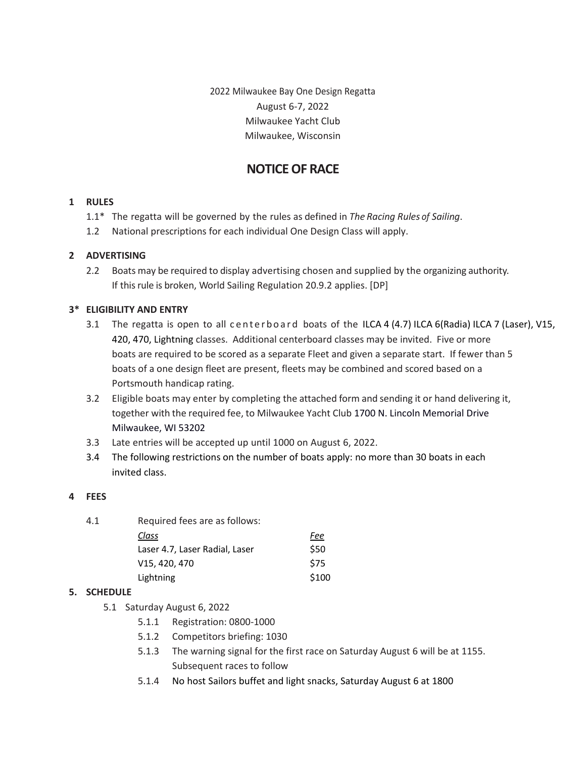2022 Milwaukee Bay One Design Regatta
August 6-7, 2022
Milwaukee Yacht Club
Milwaukee, Wisconsin

# NOTICE OF RACE

## 1 RULES

1.1* The regatta will be governed by the rules as defined in *The Racing Rules of Sailing*.

1.2 National prescriptions for each individual One Design Class will apply.

## 2 ADVERTISING

2.2 Boats may be required to display advertising chosen and supplied by the organizing authority. If this rule is broken, World Sailing Regulation 20.9.2 applies. [DP]

## 3* ELIGIBILITY AND ENTRY

3.1 The regatta is open to all centerboard boats of the ILCA 4 (4.7) ILCA 6(Radia) ILCA 7 (Laser), V15, 420, 470, Lightning classes. Additional centerboard classes may be invited. Five or more boats are required to be scored as a separate Fleet and given a separate start. If fewer than 5 boats of a one design fleet are present, fleets may be combined and scored based on a Portsmouth handicap rating.

3.2 Eligible boats may enter by completing the attached form and sending it or hand delivering it, together with the required fee, to Milwaukee Yacht Club 1700 N. Lincoln Memorial Drive Milwaukee, WI 53202

3.3 Late entries will be accepted up until 1000 on August 6, 2022.

3.4 The following restrictions on the number of boats apply: no more than 30 boats in each invited class.

## 4 FEES

4.1 Required fees are as follows:

| *Class* | *Fee* |
|---|---|
| Laser 4.7, Laser Radial, Laser | $50 |
| V15, 420, 470 | $75 |
| Lightning | $100 |

## 5. SCHEDULE

5.1 Saturday August 6, 2022

5.1.1 Registration: 0800-1000

5.1.2 Competitors briefing: 1030

5.1.3 The warning signal for the first race on Saturday August 6 will be at 1155. Subsequent races to follow

5.1.4 No host Sailors buffet and light snacks, Saturday August 6 at 1800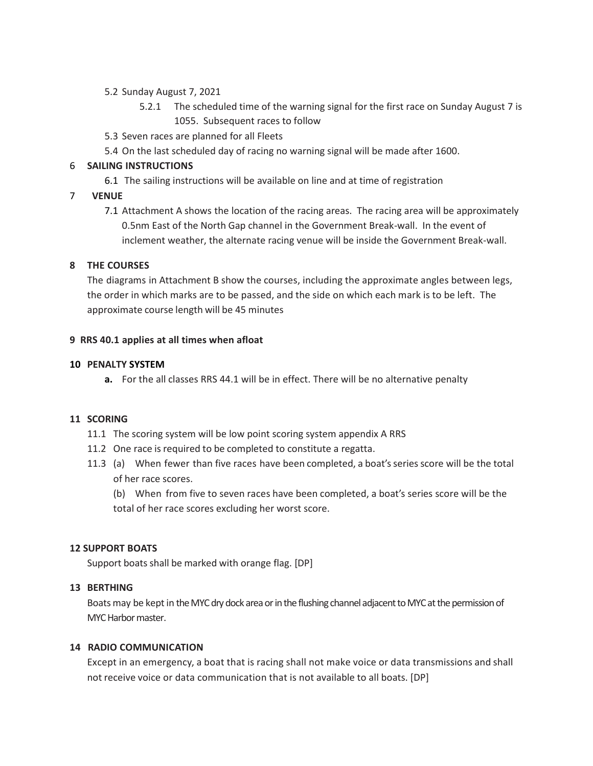5.2 Sunday August 7, 2021

  5.2.1 The scheduled time of the warning signal for the first race on Sunday August 7 is 1055. Subsequent races to follow

5.3 Seven races are planned for all Fleets

5.4 On the last scheduled day of racing no warning signal will be made after 1600.

## 6 SAILING INSTRUCTIONS

6.1 The sailing instructions will be available on line and at time of registration

## 7 VENUE

7.1 Attachment A shows the location of the racing areas. The racing area will be approximately 0.5nm East of the North Gap channel in the Government Break-wall. In the event of inclement weather, the alternate racing venue will be inside the Government Break-wall.

## 8 THE COURSES

The diagrams in Attachment B show the courses, including the approximate angles between legs, the order in which marks are to be passed, and the side on which each mark is to be left. The approximate course length will be 45 minutes

## 9 RRS 40.1 applies at all times when afloat

## 10 PENALTY SYSTEM

**a.** For the all classes RRS 44.1 will be in effect. There will be no alternative penalty

## 11 SCORING

11.1 The scoring system will be low point scoring system appendix A RRS

11.2 One race is required to be completed to constitute a regatta.

11.3 (a) When fewer than five races have been completed, a boat's series score will be the total of her race scores.

(b) When from five to seven races have been completed, a boat's series score will be the total of her race scores excluding her worst score.

## 12 SUPPORT BOATS

Support boats shall be marked with orange flag. [DP]

## 13 BERTHING

Boats may be kept in the MYC dry dock area or in the flushing channel adjacent to MYC at the permission of MYC Harbor master.

## 14 RADIO COMMUNICATION

Except in an emergency, a boat that is racing shall not make voice or data transmissions and shall not receive voice or data communication that is not available to all boats. [DP]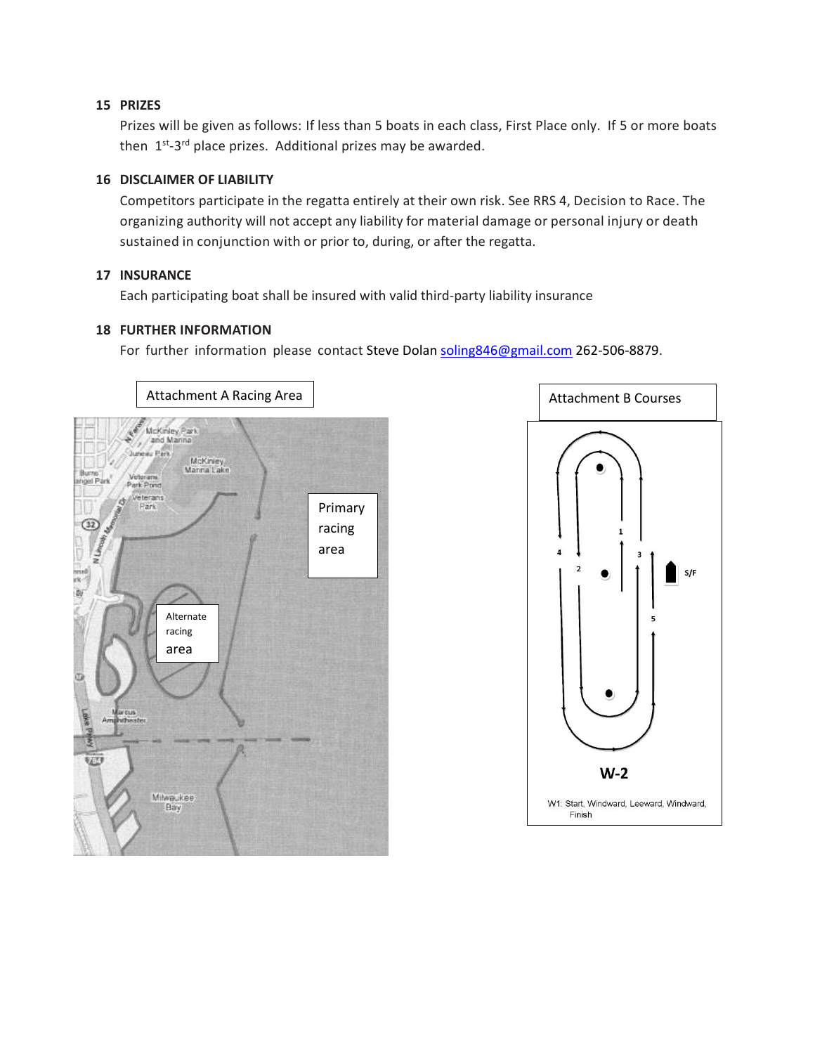## 15 PRIZES

Prizes will be given as follows: If less than 5 boats in each class, First Place only. If 5 or more boats then 1st-3rd place prizes. Additional prizes may be awarded.

## 16 DISCLAIMER OF LIABILITY

Competitors participate in the regatta entirely at their own risk. See RRS 4, Decision to Race. The organizing authority will not accept any liability for material damage or personal injury or death sustained in conjunction with or prior to, during, or after the regatta.

## 17 INSURANCE

Each participating boat shall be insured with valid third-party liability insurance

## 18 FURTHER INFORMATION

For further information please contact Steve Dolan soling846@gmail.com 262-506-8879.

Attachment A Racing Area

Primary racing area

Alternate racing area

Attachment B Courses

W-2

W1: Start, Windward, Leeward, Windward, Finish